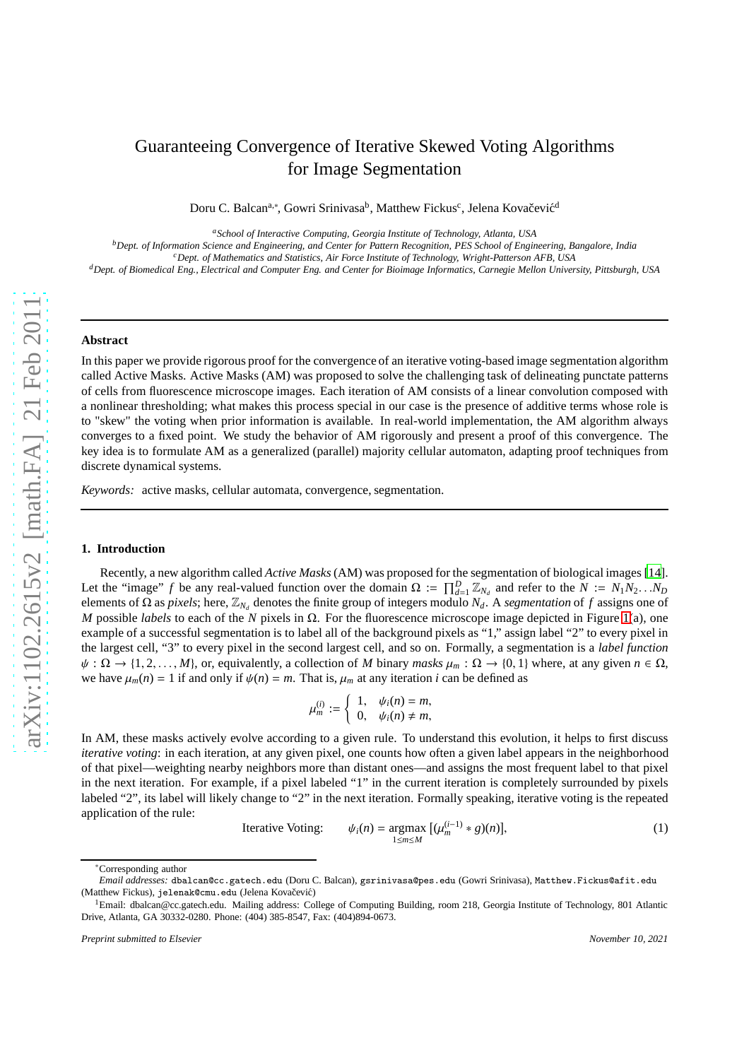# Guaranteeing Convergence of Iterative Skewed Voting Algorithms for Image Segmentation

Doru C. Balcan[a,*], Gowri Srinivasa[b], Matthew Fickus[c], Jelena Kovačević[d]

[a] *School of Interactive Computing, Georgia Institute of Technology, Atlanta, USA*
[b] *Dept. of Information Science and Engineering, and Center for Pattern Recognition, PES School of Engineering, Bangalore, India*
[c] *Dept. of Mathematics and Statistics, Air Force Institute of Technology, Wright-Patterson AFB, USA*
[d] *Dept. of Biomedical Eng., Electrical and Computer Eng. and Center for Bioimage Informatics, Carnegie Mellon University, Pittsburgh, USA*

---

**Abstract**

In this paper we provide rigorous proof for the convergence of an iterative voting-based image segmentation algorithm called Active Masks. Active Masks (AM) was proposed to solve the challenging task of delineating punctate patterns of cells from fluorescence microscope images. Each iteration of AM consists of a linear convolution composed with a nonlinear thresholding; what makes this process special in our case is the presence of additive terms whose role is to "skew" the voting when prior information is available. In real-world implementation, the AM algorithm always converges to a fixed point. We study the behavior of AM rigorously and present a proof of this convergence. The key idea is to formulate AM as a generalized (parallel) majority cellular automaton, adapting proof techniques from discrete dynamical systems.

*Keywords:* active masks, cellular automata, convergence, segmentation.

---

## 1. Introduction

Recently, a new algorithm called *Active Masks* (AM) was proposed for the segmentation of biological images [14]. Let the "image" $f$ be any real-valued function over the domain $\Omega := \prod_{d=1}^{D} \mathbb{Z}_{N_d}$ and refer to the $N := N_1 N_2 \ldots N_D$ elements of $\Omega$ as *pixels*; here, $\mathbb{Z}_{N_d}$ denotes the finite group of integers modulo $N_d$. A *segmentation* of $f$ assigns one of $M$ possible *labels* to each of the $N$ pixels in $\Omega$. For the fluorescence microscope image depicted in Figure 1(a), one example of a successful segmentation is to label all of the background pixels as "1," assign label "2" to every pixel in the largest cell, "3" to every pixel in the second largest cell, and so on. Formally, a segmentation is a *label function* $\psi : \Omega \to \{1, 2, \ldots, M\}$, or, equivalently, a collection of $M$ binary *masks* $\mu_m : \Omega \to \{0, 1\}$ where, at any given $n \in \Omega$, we have $\mu_m(n) = 1$ if and only if $\psi(n) = m$. That is, $\mu_m$ at any iteration $i$ can be defined as

$$\mu_m^{(i)} := \begin{cases} 1, & \psi_i(n) = m, \\ 0, & \psi_i(n) \neq m, \end{cases}$$

In AM, these masks actively evolve according to a given rule. To understand this evolution, it helps to first discuss *iterative voting*: in each iteration, at any given pixel, one counts how often a given label appears in the neighborhood of that pixel—weighting nearby neighbors more than distant ones—and assigns the most frequent label to that pixel in the next iteration. For example, if a pixel labeled "1" in the current iteration is completely surrounded by pixels labeled "2", its label will likely change to "2" in the next iteration. Formally speaking, iterative voting is the repeated application of the rule:

$$\text{Iterative Voting:} \qquad \psi_i(n) = \underset{1 \leq m \leq M}{\operatorname{argmax}} \, [(\mu_m^{(i-1)} * g)(n)], \tag{1}$$

---

[*] Corresponding author
*Email addresses:* dbalcan@cc.gatech.edu (Doru C. Balcan), gsrinivasa@pes.edu (Gowri Srinivasa), Matthew.Fickus@afit.edu (Matthew Fickus), jelenak@cmu.edu (Jelena Kovačević)

[1] Email: dbalcan@cc.gatech.edu. Mailing address: College of Computing Building, room 218, Georgia Institute of Technology, 801 Atlantic Drive, Atlanta, GA 30332-0280. Phone: (404) 385-8547, Fax: (404)894-0673.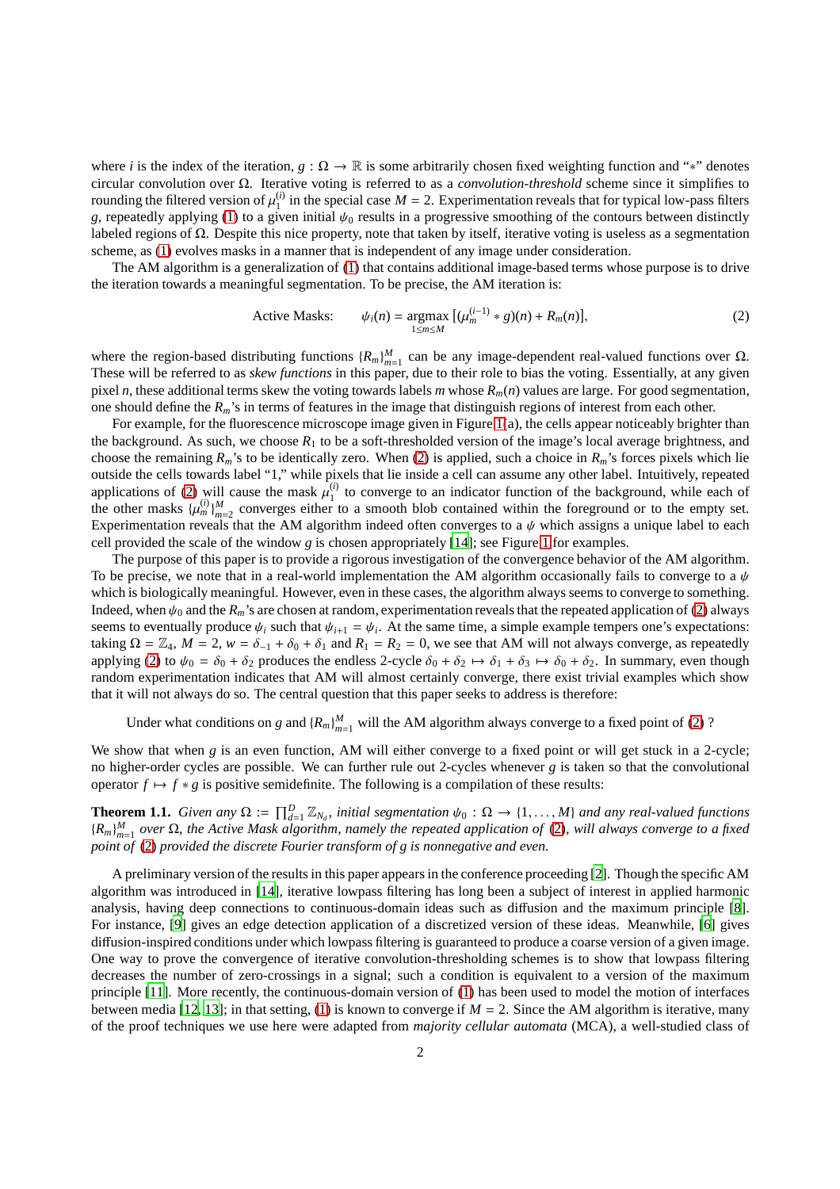where $i$ is the index of the iteration, $g : \Omega \to \mathbb{R}$ is some arbitrarily chosen fixed weighting function and "$*$" denotes circular convolution over $\Omega$. Iterative voting is referred to as a *convolution-threshold* scheme since it simplifies to rounding the filtered version of $\mu_1^{(i)}$ in the special case $M = 2$. Experimentation reveals that for typical low-pass filters $g$, repeatedly applying (1) to a given initial $\psi_0$ results in a progressive smoothing of the contours between distinctly labeled regions of $\Omega$. Despite this nice property, note that taken by itself, iterative voting is useless as a segmentation scheme, as (1) evolves masks in a manner that is independent of any image under consideration.

The AM algorithm is a generalization of (1) that contains additional image-based terms whose purpose is to drive the iteration towards a meaningful segmentation. To be precise, the AM iteration is:

$$\text{Active Masks:} \qquad \psi_i(n) = \operatorname*{argmax}_{1 \le m \le M} \, [(\mu_m^{(i-1)} * g)(n) + R_m(n)], \tag{2}$$

where the region-based distributing functions $\{R_m\}_{m=1}^{M}$ can be any image-dependent real-valued functions over $\Omega$. These will be referred to as *skew functions* in this paper, due to their role to bias the voting. Essentially, at any given pixel $n$, these additional terms skew the voting towards labels $m$ whose $R_m(n)$ values are large. For good segmentation, one should define the $R_m$'s in terms of features in the image that distinguish regions of interest from each other.

For example, for the fluorescence microscope image given in Figure 1(a), the cells appear noticeably brighter than the background. As such, we choose $R_1$ to be a soft-thresholded version of the image's local average brightness, and choose the remaining $R_m$'s to be identically zero. When (2) is applied, such a choice in $R_m$'s forces pixels which lie outside the cells towards label "1," while pixels that lie inside a cell can assume any other label. Intuitively, repeated applications of (2) will cause the mask $\mu_1^{(i)}$ to converge to an indicator function of the background, while each of the other masks $\{\mu_m^{(i)}\}_{m=2}^{M}$ converges either to a smooth blob contained within the foreground or to the empty set. Experimentation reveals that the AM algorithm indeed often converges to a $\psi$ which assigns a unique label to each cell provided the scale of the window $g$ is chosen appropriately [14]; see Figure 1 for examples.

The purpose of this paper is to provide a rigorous investigation of the convergence behavior of the AM algorithm. To be precise, we note that in a real-world implementation the AM algorithm occasionally fails to converge to a $\psi$ which is biologically meaningful. However, even in these cases, the algorithm always seems to converge to something. Indeed, when $\psi_0$ and the $R_m$'s are chosen at random, experimentation reveals that the repeated application of (2) always seems to eventually produce $\psi_i$ such that $\psi_{i+1} = \psi_i$. At the same time, a simple example tempers one's expectations: taking $\Omega = \mathbb{Z}_4$, $M = 2$, $w = \delta_{-1} + \delta_0 + \delta_1$ and $R_1 = R_2 = 0$, we see that AM will not always converge, as repeatedly applying (2) to $\psi_0 = \delta_0 + \delta_2$ produces the endless 2-cycle $\delta_0 + \delta_2 \mapsto \delta_1 + \delta_3 \mapsto \delta_0 + \delta_2$. In summary, even though random experimentation indicates that AM will almost certainly converge, there exist trivial examples which show that it will not always do so. The central question that this paper seeks to address is therefore:

Under what conditions on $g$ and $\{R_m\}_{m=1}^{M}$ will the AM algorithm always converge to a fixed point of (2) ?

We show that when $g$ is an even function, AM will either converge to a fixed point or will get stuck in a 2-cycle; no higher-order cycles are possible. We can further rule out 2-cycles whenever $g$ is taken so that the convolutional operator $f \mapsto f * g$ is positive semidefinite. The following is a compilation of these results:

**Theorem 1.1.** *Given any $\Omega := \prod_{d=1}^{D} \mathbb{Z}_{N_d}$, initial segmentation $\psi_0 : \Omega \to \{1, \ldots, M\}$ and any real-valued functions $\{R_m\}_{m=1}^{M}$ over $\Omega$, the Active Mask algorithm, namely the repeated application of (2), will always converge to a fixed point of (2) provided the discrete Fourier transform of $g$ is nonnegative and even.*

A preliminary version of the results in this paper appears in the conference proceeding [2]. Though the specific AM algorithm was introduced in [14], iterative lowpass filtering has long been a subject of interest in applied harmonic analysis, having deep connections to continuous-domain ideas such as diffusion and the maximum principle [8]. For instance, [9] gives an edge detection application of a discretized version of these ideas. Meanwhile, [6] gives diffusion-inspired conditions under which lowpass filtering is guaranteed to produce a coarse version of a given image. One way to prove the convergence of iterative convolution-thresholding schemes is to show that lowpass filtering decreases the number of zero-crossings in a signal; such a condition is equivalent to a version of the maximum principle [11]. More recently, the continuous-domain version of (1) has been used to model the motion of interfaces between media [12, 13]; in that setting, (1) is known to converge if $M = 2$. Since the AM algorithm is iterative, many of the proof techniques we use here were adapted from *majority cellular automata* (MCA), a well-studied class of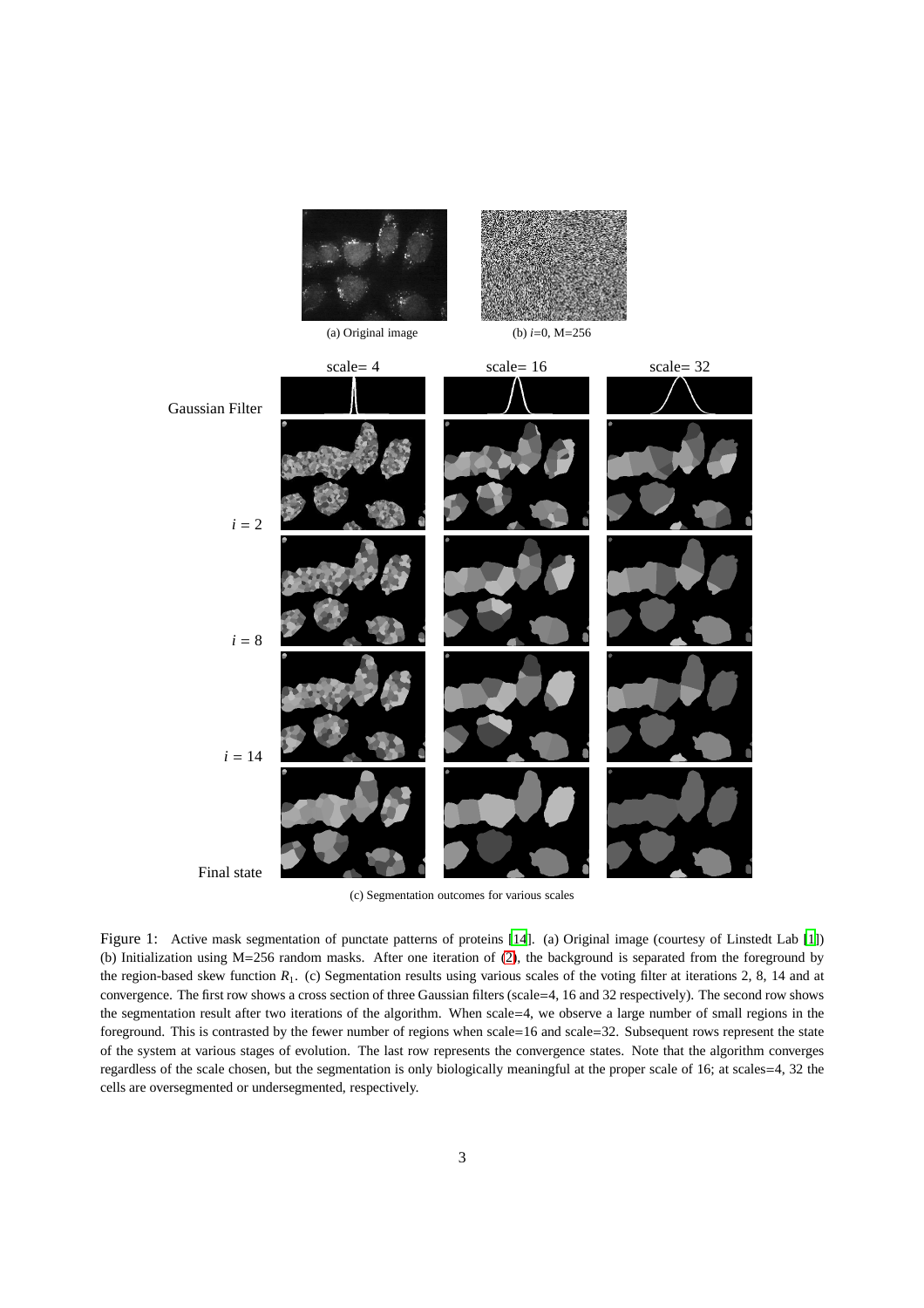(a) Original image

(b) $i$=0, M=256

(c) Segmentation outcomes for various scales

Figure 1: Active mask segmentation of punctate patterns of proteins [14]. (a) Original image (courtesy of Linstedt Lab [1]) (b) Initialization using M=256 random masks. After one iteration of (2), the background is separated from the foreground by the region-based skew function $R_1$. (c) Segmentation results using various scales of the voting filter at iterations 2, 8, 14 and at convergence. The first row shows a cross section of three Gaussian filters (scale=4, 16 and 32 respectively). The second row shows the segmentation result after two iterations of the algorithm. When scale=4, we observe a large number of small regions in the foreground. This is contrasted by the fewer number of regions when scale=16 and scale=32. Subsequent rows represent the state of the system at various stages of evolution. The last row represents the convergence states. Note that the algorithm converges regardless of the scale chosen, but the segmentation is only biologically meaningful at the proper scale of 16; at scales=4, 32 the cells are oversegmented or undersegmented, respectively.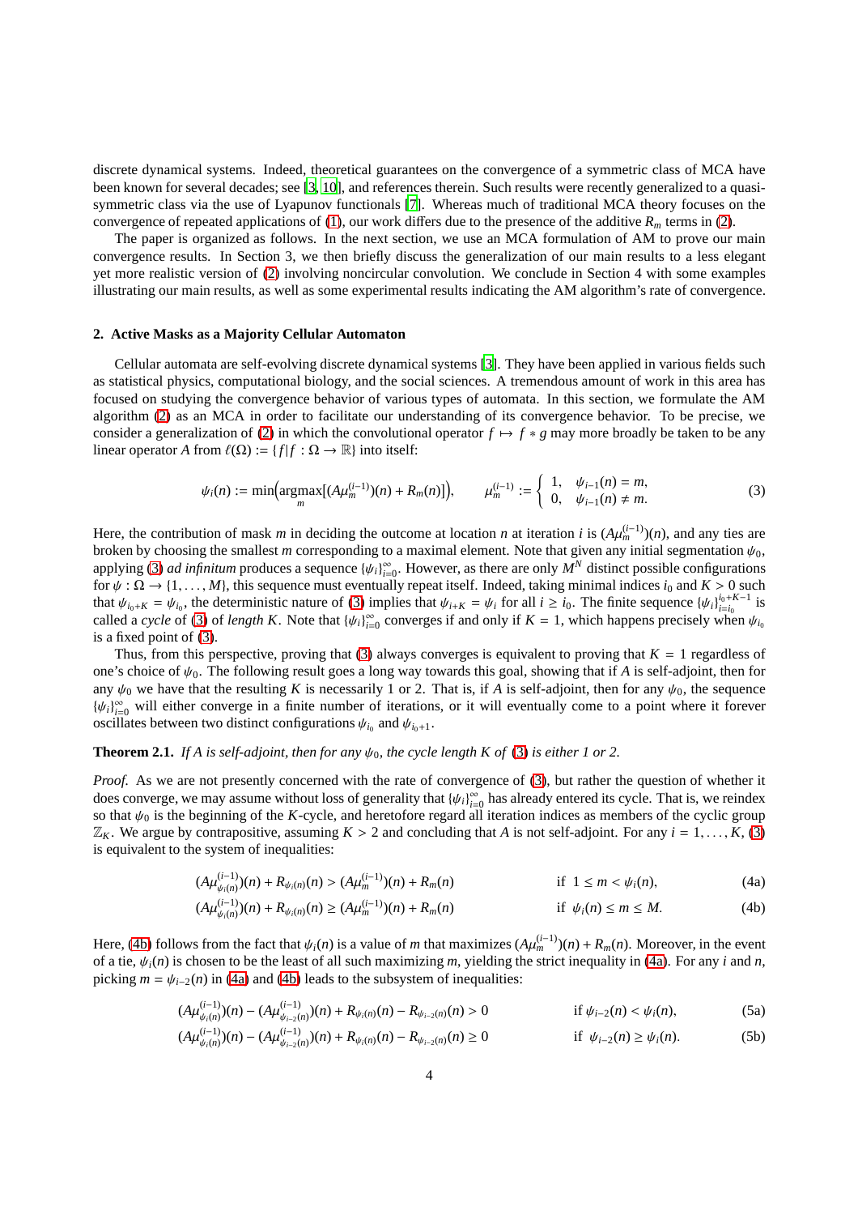discrete dynamical systems. Indeed, theoretical guarantees on the convergence of a symmetric class of MCA have been known for several decades; see [3, 10], and references therein. Such results were recently generalized to a quasi-symmetric class via the use of Lyapunov functionals [7]. Whereas much of traditional MCA theory focuses on the convergence of repeated applications of (1), our work differs due to the presence of the additive $R_m$ terms in (2).

The paper is organized as follows. In the next section, we use an MCA formulation of AM to prove our main convergence results. In Section 3, we then briefly discuss the generalization of our main results to a less elegant yet more realistic version of (2) involving noncircular convolution. We conclude in Section 4 with some examples illustrating our main results, as well as some experimental results indicating the AM algorithm's rate of convergence.

## 2. Active Masks as a Majority Cellular Automaton

Cellular automata are self-evolving discrete dynamical systems [3]. They have been applied in various fields such as statistical physics, computational biology, and the social sciences. A tremendous amount of work in this area has focused on studying the convergence behavior of various types of automata. In this section, we formulate the AM algorithm (2) as an MCA in order to facilitate our understanding of its convergence behavior. To be precise, we consider a generalization of (2) in which the convolutional operator $f \mapsto f * g$ may more broadly be taken to be any linear operator $A$ from $\ell(\Omega) := \{f | f : \Omega \to \mathbb{R}\}$ into itself:

$$\psi_i(n) := \min\Big(\operatorname*{argmax}_m [(A\mu_m^{(i-1)})(n) + R_m(n)]\Big), \qquad \mu_m^{(i-1)} := \begin{cases} 1, & \psi_{i-1}(n) = m, \\ 0, & \psi_{i-1}(n) \neq m. \end{cases} \tag{3}$$

Here, the contribution of mask $m$ in deciding the outcome at location $n$ at iteration $i$ is $(A\mu_m^{(i-1)})(n)$, and any ties are broken by choosing the smallest $m$ corresponding to a maximal element. Note that given any initial segmentation $\psi_0$, applying (3) *ad infinitum* produces a sequence $\{\psi_i\}_{i=0}^{\infty}$. However, as there are only $M^N$ distinct possible configurations for $\psi : \Omega \to \{1, \ldots, M\}$, this sequence must eventually repeat itself. Indeed, taking minimal indices $i_0$ and $K > 0$ such that $\psi_{i_0+K} = \psi_{i_0}$, the deterministic nature of (3) implies that $\psi_{i+K} = \psi_i$ for all $i \geq i_0$. The finite sequence $\{\psi_i\}_{i=i_0}^{i_0+K-1}$ is called a *cycle* of (3) of *length* $K$. Note that $\{\psi_i\}_{i=0}^{\infty}$ converges if and only if $K = 1$, which happens precisely when $\psi_{i_0}$ is a fixed point of (3).

Thus, from this perspective, proving that (3) always converges is equivalent to proving that $K = 1$ regardless of one's choice of $\psi_0$. The following result goes a long way towards this goal, showing that if $A$ is self-adjoint, then for any $\psi_0$ we have that the resulting $K$ is necessarily 1 or 2. That is, if $A$ is self-adjoint, then for any $\psi_0$, the sequence $\{\psi_i\}_{i=0}^{\infty}$ will either converge in a finite number of iterations, or it will eventually come to a point where it forever oscillates between two distinct configurations $\psi_{i_0}$ and $\psi_{i_0+1}$.

**Theorem 2.1.** *If $A$ is self-adjoint, then for any $\psi_0$, the cycle length $K$ of (3) is either 1 or 2.*

*Proof.* As we are not presently concerned with the rate of convergence of (3), but rather the question of whether it does converge, we may assume without loss of generality that $\{\psi_i\}_{i=0}^{\infty}$ has already entered its cycle. That is, we reindex so that $\psi_0$ is the beginning of the $K$-cycle, and heretofore regard all iteration indices as members of the cyclic group $\mathbb{Z}_K$. We argue by contrapositive, assuming $K > 2$ and concluding that $A$ is not self-adjoint. For any $i = 1, \ldots, K$, (3) is equivalent to the system of inequalities:

$$(A\mu_{\psi_i(n)}^{(i-1)})(n) + R_{\psi_i(n)}(n) > (A\mu_m^{(i-1)})(n) + R_m(n) \qquad \text{if } 1 \leq m < \psi_i(n), \tag{4a}$$

$$(A\mu_{\psi_i(n)}^{(i-1)})(n) + R_{\psi_i(n)}(n) \geq (A\mu_m^{(i-1)})(n) + R_m(n) \qquad \text{if } \psi_i(n) \leq m \leq M. \tag{4b}$$

Here, (4b) follows from the fact that $\psi_i(n)$ is a value of $m$ that maximizes $(A\mu_m^{(i-1)})(n) + R_m(n)$. Moreover, in the event of a tie, $\psi_i(n)$ is chosen to be the least of all such maximizing $m$, yielding the strict inequality in (4a). For any $i$ and $n$, picking $m = \psi_{i-2}(n)$ in (4a) and (4b) leads to the subsystem of inequalities:

$$(A\mu_{\psi_i(n)}^{(i-1)})(n) - (A\mu_{\psi_{i-2}(n)}^{(i-1)})(n) + R_{\psi_i(n)}(n) - R_{\psi_{i-2}(n)}(n) > 0 \qquad \text{if } \psi_{i-2}(n) < \psi_i(n), \tag{5a}$$

$$(A\mu_{\psi_i(n)}^{(i-1)})(n) - (A\mu_{\psi_{i-2}(n)}^{(i-1)})(n) + R_{\psi_i(n)}(n) - R_{\psi_{i-2}(n)}(n) \geq 0 \qquad \text{if } \psi_{i-2}(n) \geq \psi_i(n). \tag{5b}$$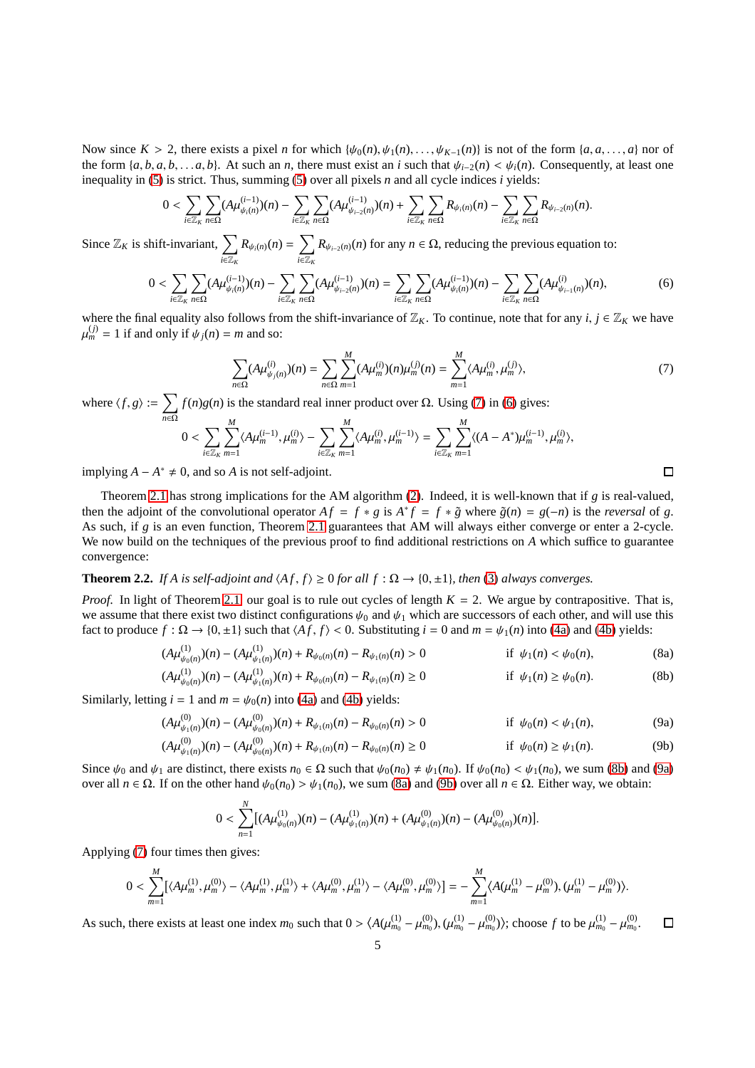Now since $K > 2$, there exists a pixel $n$ for which $\{\psi_0(n), \psi_1(n), \dots, \psi_{K-1}(n)\}$ is not of the form $\{a, a, \dots, a\}$ nor of the form $\{a, b, a, b, \dots a, b\}$. At such an $n$, there must exist an $i$ such that $\psi_{i-2}(n) < \psi_i(n)$. Consequently, at least one inequality in (5) is strict. Thus, summing (5) over all pixels $n$ and all cycle indices $i$ yields:

$$0 < \sum_{i \in \mathbb{Z}_K} \sum_{n \in \Omega} (A\mu^{(i-1)}_{\psi_i(n)})(n) - \sum_{i \in \mathbb{Z}_K} \sum_{n \in \Omega} (A\mu^{(i-1)}_{\psi_{i-2}(n)})(n) + \sum_{i \in \mathbb{Z}_K} \sum_{n \in \Omega} R_{\psi_i(n)}(n) - \sum_{i \in \mathbb{Z}_K} \sum_{n \in \Omega} R_{\psi_{i-2}(n)}(n).$$

Since $\mathbb{Z}_K$ is shift-invariant, $\sum_{i \in \mathbb{Z}_K} R_{\psi_i(n)}(n) = \sum_{i \in \mathbb{Z}_K} R_{\psi_{i-2}(n)}(n)$ for any $n \in \Omega$, reducing the previous equation to:

$$0 < \sum_{i \in \mathbb{Z}_K} \sum_{n \in \Omega} (A\mu^{(i-1)}_{\psi_i(n)})(n) - \sum_{i \in \mathbb{Z}_K} \sum_{n \in \Omega} (A\mu^{(i-1)}_{\psi_{i-2}(n)})(n) = \sum_{i \in \mathbb{Z}_K} \sum_{n \in \Omega} (A\mu^{(i-1)}_{\psi_i(n)})(n) - \sum_{i \in \mathbb{Z}_K} \sum_{n \in \Omega} (A\mu^{(i)}_{\psi_{i-1}(n)})(n), \tag{6}$$

where the final equality also follows from the shift-invariance of $\mathbb{Z}_K$. To continue, note that for any $i, j \in \mathbb{Z}_K$ we have $\mu^{(j)}_m = 1$ if and only if $\psi_j(n) = m$ and so:

$$\sum_{n \in \Omega} (A\mu^{(i)}_{\psi_j(n)})(n) = \sum_{n \in \Omega} \sum_{m=1}^{M} (A\mu^{(i)}_m)(n)\mu^{(j)}_m(n) = \sum_{m=1}^{M} \langle A\mu^{(i)}_m, \mu^{(j)}_m \rangle, \tag{7}$$

where $\langle f, g \rangle := \sum_{n \in \Omega} f(n)g(n)$ is the standard real inner product over $\Omega$. Using (7) in (6) gives:

$$0 < \sum_{i \in \mathbb{Z}_K} \sum_{m=1}^{M} \langle A\mu^{(i-1)}_m, \mu^{(i)}_m \rangle - \sum_{i \in \mathbb{Z}_K} \sum_{m=1}^{M} \langle A\mu^{(i)}_m, \mu^{(i-1)}_m \rangle = \sum_{i \in \mathbb{Z}_K} \sum_{m=1}^{M} \langle (A - A^*)\mu^{(i-1)}_m, \mu^{(i)}_m \rangle,$$

implying $A - A^* \neq 0$, and so $A$ is not self-adjoint. ☐

Theorem 2.1 has strong implications for the AM algorithm (2). Indeed, it is well-known that if $g$ is real-valued, then the adjoint of the convolutional operator $Af = f * g$ is $A^*f = f * \tilde{g}$ where $\tilde{g}(n) = g(-n)$ is the *reversal* of $g$. As such, if $g$ is an even function, Theorem 2.1 guarantees that AM will always either converge or enter a 2-cycle. We now build on the techniques of the previous proof to find additional restrictions on $A$ which suffice to guarantee convergence:

**Theorem 2.2.** *If $A$ is self-adjoint and $\langle Af, f \rangle \geq 0$ for all $f : \Omega \to \{0, \pm 1\}$, then (3) always converges.*

*Proof.* In light of Theorem 2.1, our goal is to rule out cycles of length $K = 2$. We argue by contrapositive. That is, we assume that there exist two distinct configurations $\psi_0$ and $\psi_1$ which are successors of each other, and will use this fact to produce $f : \Omega \to \{0, \pm 1\}$ such that $\langle Af, f \rangle < 0$. Substituting $i = 0$ and $m = \psi_1(n)$ into (4a) and (4b) yields:

$$(A\mu^{(1)}_{\psi_0(n)})(n) - (A\mu^{(1)}_{\psi_1(n)})(n) + R_{\psi_0(n)}(n) - R_{\psi_1(n)}(n) > 0 \qquad \text{if } \psi_1(n) < \psi_0(n), \tag{8a}$$

$$(A\mu^{(1)}_{\psi_0(n)})(n) - (A\mu^{(1)}_{\psi_1(n)})(n) + R_{\psi_0(n)}(n) - R_{\psi_1(n)}(n) \geq 0 \qquad \text{if } \psi_1(n) \geq \psi_0(n). \tag{8b}$$

Similarly, letting $i = 1$ and $m = \psi_0(n)$ into (4a) and (4b) yields:

$$(A\mu^{(0)}_{\psi_1(n)})(n) - (A\mu^{(0)}_{\psi_0(n)})(n) + R_{\psi_1(n)}(n) - R_{\psi_0(n)}(n) > 0 \qquad \text{if } \psi_0(n) < \psi_1(n), \tag{9a}$$

$$(A\mu^{(0)}_{\psi_1(n)})(n) - (A\mu^{(0)}_{\psi_0(n)})(n) + R_{\psi_1(n)}(n) - R_{\psi_0(n)}(n) \geq 0 \qquad \text{if } \psi_0(n) \geq \psi_1(n). \tag{9b}$$

Since $\psi_0$ and $\psi_1$ are distinct, there exists $n_0 \in \Omega$ such that $\psi_0(n_0) \neq \psi_1(n_0)$. If $\psi_0(n_0) < \psi_1(n_0)$, we sum (8b) and (9a) over all $n \in \Omega$. If on the other hand $\psi_0(n_0) > \psi_1(n_0)$, we sum (8a) and (9b) over all $n \in \Omega$. Either way, we obtain:

$$0 < \sum_{n=1}^{N} [(A\mu^{(1)}_{\psi_0(n)})(n) - (A\mu^{(1)}_{\psi_1(n)})(n) + (A\mu^{(0)}_{\psi_1(n)})(n) - (A\mu^{(0)}_{\psi_0(n)})(n)].$$

Applying (7) four times then gives:

$$0 < \sum_{m=1}^{M} [\langle A\mu^{(1)}_m, \mu^{(0)}_m \rangle - \langle A\mu^{(1)}_m, \mu^{(1)}_m \rangle + \langle A\mu^{(0)}_m, \mu^{(1)}_m \rangle - \langle A\mu^{(0)}_m, \mu^{(0)}_m \rangle] = -\sum_{m=1}^{M} \langle A(\mu^{(1)}_m - \mu^{(0)}_m), (\mu^{(1)}_m - \mu^{(0)}_m) \rangle.$$

As such, there exists at least one index $m_0$ such that $0 > \langle A(\mu^{(1)}_{m_0} - \mu^{(0)}_{m_0}), (\mu^{(1)}_{m_0} - \mu^{(0)}_{m_0}) \rangle$; choose $f$ to be $\mu^{(1)}_{m_0} - \mu^{(0)}_{m_0}$. ☐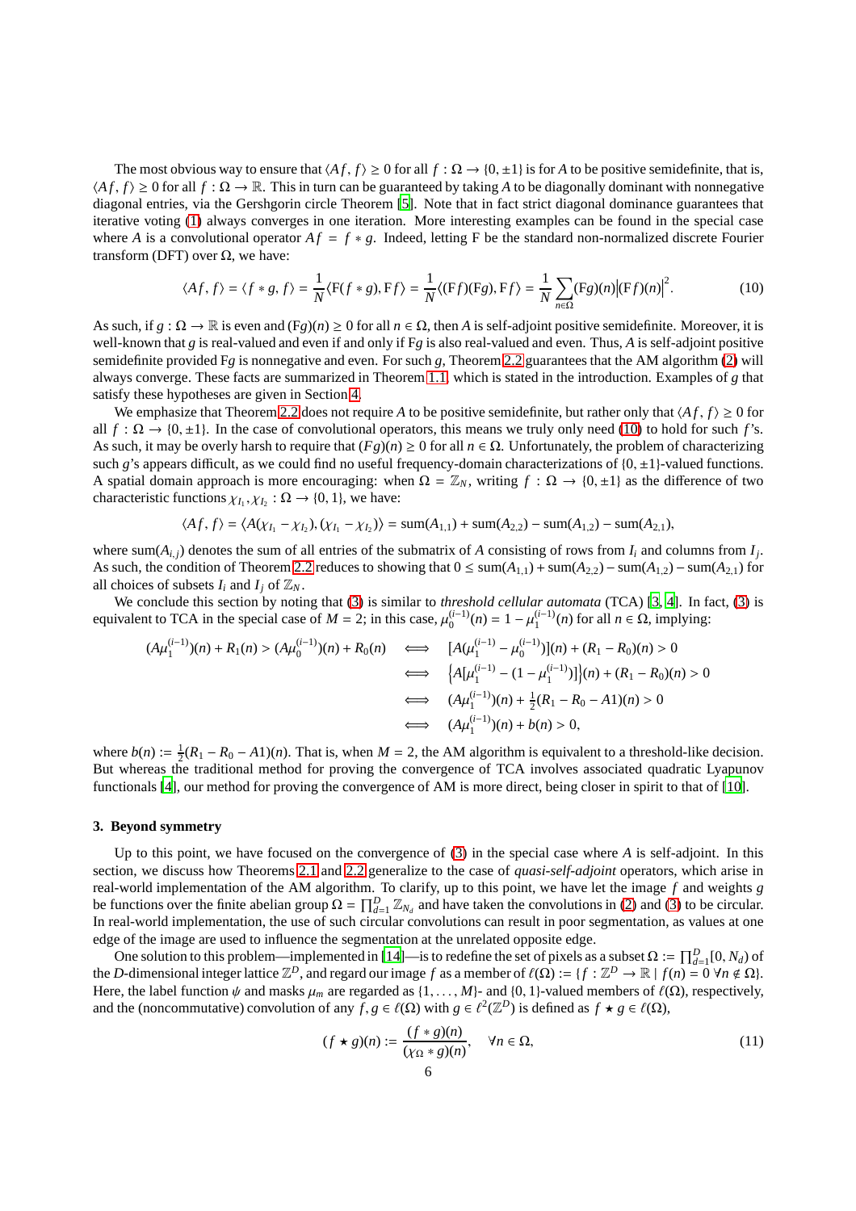The most obvious way to ensure that $\langle Af, f\rangle \geq 0$ for all $f : \Omega \to \{0, \pm 1\}$ is for $A$ to be positive semidefinite, that is, $\langle Af, f\rangle \geq 0$ for all $f : \Omega \to \mathbb{R}$. This in turn can be guaranteed by taking $A$ to be diagonally dominant with nonnegative diagonal entries, via the Gershgorin circle Theorem [5]. Note that in fact strict diagonal dominance guarantees that iterative voting (1) always converges in one iteration. More interesting examples can be found in the special case where $A$ is a convolutional operator $Af = f * g$. Indeed, letting F be the standard non-normalized discrete Fourier transform (DFT) over $\Omega$, we have:

$$\langle Af, f\rangle = \langle f * g, f\rangle = \frac{1}{N}\langle \mathrm{F}(f * g), \mathrm{F}f\rangle = \frac{1}{N}\big\langle (\mathrm{F}f)(\mathrm{F}g), \mathrm{F}f\big\rangle = \frac{1}{N}\sum_{n\in\Omega}(\mathrm{F}g)(n)\big|(\mathrm{F}f)(n)\big|^2. \tag{10}$$

As such, if $g : \Omega \to \mathbb{R}$ is even and $(\mathrm{F}g)(n) \geq 0$ for all $n \in \Omega$, then $A$ is self-adjoint positive semidefinite. Moreover, it is well-known that $g$ is real-valued and even if and only if F$g$ is also real-valued and even. Thus, $A$ is self-adjoint positive semidefinite provided F$g$ is nonnegative and even. For such $g$, Theorem 2.2 guarantees that the AM algorithm (2) will always converge. These facts are summarized in Theorem 1.1, which is stated in the introduction. Examples of $g$ that satisfy these hypotheses are given in Section 4.

We emphasize that Theorem 2.2 does not require $A$ to be positive semidefinite, but rather only that $\langle Af, f\rangle \geq 0$ for all $f : \Omega \to \{0, \pm 1\}$. In the case of convolutional operators, this means we truly only need (10) to hold for such $f$'s. As such, it may be overly harsh to require that $(Fg)(n) \geq 0$ for all $n \in \Omega$. Unfortunately, the problem of characterizing such $g$'s appears difficult, as we could find no useful frequency-domain characterizations of $\{0, \pm 1\}$-valued functions. A spatial domain approach is more encouraging: when $\Omega = \mathbb{Z}_N$, writing $f : \Omega \to \{0, \pm 1\}$ as the difference of two characteristic functions $\chi_{I_1}, \chi_{I_2} : \Omega \to \{0, 1\}$, we have:

$$\langle Af, f\rangle = \langle A(\chi_{I_1} - \chi_{I_2}), (\chi_{I_1} - \chi_{I_2})\rangle = \mathrm{sum}(A_{1,1}) + \mathrm{sum}(A_{2,2}) - \mathrm{sum}(A_{1,2}) - \mathrm{sum}(A_{2,1}),$$

where $\mathrm{sum}(A_{i,j})$ denotes the sum of all entries of the submatrix of $A$ consisting of rows from $I_i$ and columns from $I_j$. As such, the condition of Theorem 2.2 reduces to showing that $0 \leq \mathrm{sum}(A_{1,1}) + \mathrm{sum}(A_{2,2}) - \mathrm{sum}(A_{1,2}) - \mathrm{sum}(A_{2,1})$ for all choices of subsets $I_i$ and $I_j$ of $\mathbb{Z}_N$.

We conclude this section by noting that (3) is similar to *threshold cellular automata* (TCA) [3, 4]. In fact, (3) is equivalent to TCA in the special case of $M = 2$; in this case, $\mu_0^{(i-1)}(n) = 1 - \mu_1^{(i-1)}(n)$ for all $n \in \Omega$, implying:

$$\begin{aligned}
(A\mu_1^{(i-1)})(n) + R_1(n) > (A\mu_0^{(i-1)})(n) + R_0(n) \quad &\iff \quad [A(\mu_1^{(i-1)} - \mu_0^{(i-1)})](n) + (R_1 - R_0)(n) > 0\\
&\iff \quad \big\{A[\mu_1^{(i-1)} - (1 - \mu_1^{(i-1)})]\big\}(n) + (R_1 - R_0)(n) > 0\\
&\iff \quad (A\mu_1^{(i-1)})(n) + \tfrac{1}{2}(R_1 - R_0 - A1)(n) > 0\\
&\iff \quad (A\mu_1^{(i-1)})(n) + b(n) > 0,
\end{aligned}$$

where $b(n) := \frac{1}{2}(R_1 - R_0 - A1)(n)$. That is, when $M = 2$, the AM algorithm is equivalent to a threshold-like decision. But whereas the traditional method for proving the convergence of TCA involves associated quadratic Lyapunov functionals [4], our method for proving the convergence of AM is more direct, being closer in spirit to that of [10].

### 3. Beyond symmetry

Up to this point, we have focused on the convergence of (3) in the special case where $A$ is self-adjoint. In this section, we discuss how Theorems 2.1 and 2.2 generalize to the case of *quasi-self-adjoint* operators, which arise in real-world implementation of the AM algorithm. To clarify, up to this point, we have let the image $f$ and weights $g$ be functions over the finite abelian group $\Omega = \prod_{d=1}^{D}\mathbb{Z}_{N_d}$ and have taken the convolutions in (2) and (3) to be circular. In real-world implementation, the use of such circular convolutions can result in poor segmentation, as values at one edge of the image are used to influence the segmentation at the unrelated opposite edge.

One solution to this problem—implemented in [14]—is to redefine the set of pixels as a subset $\Omega := \prod_{d=1}^{D}[0, N_d)$ of the $D$-dimensional integer lattice $\mathbb{Z}^D$, and regard our image $f$ as a member of $\ell(\Omega) := \{f : \mathbb{Z}^D \to \mathbb{R} \mid f(n) = 0\ \forall n \notin \Omega\}$. Here, the label function $\psi$ and masks $\mu_m$ are regarded as $\{1, \ldots, M\}$- and $\{0, 1\}$-valued members of $\ell(\Omega)$, respectively, and the (noncommutative) convolution of any $f, g \in \ell(\Omega)$ with $g \in \ell^2(\mathbb{Z}^D)$ is defined as $f \star g \in \ell(\Omega)$,

$$(f \star g)(n) := \frac{(f * g)(n)}{(\chi_\Omega * g)(n)}, \quad \forall n \in \Omega, \tag{11}$$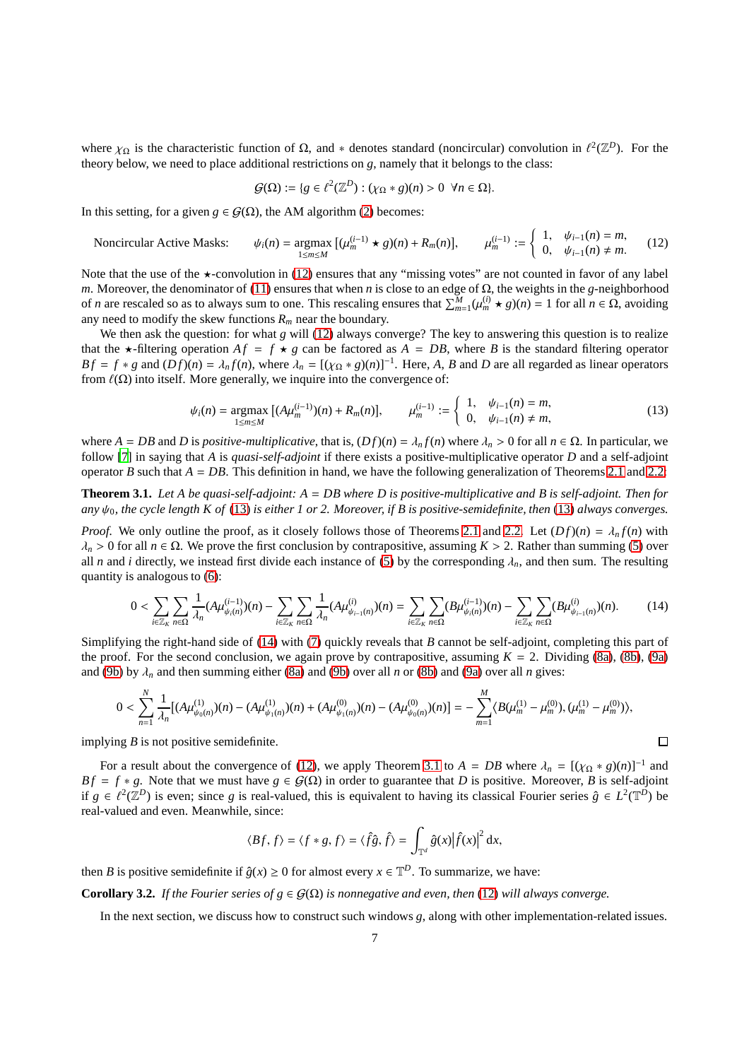where $\chi_\Omega$ is the characteristic function of $\Omega$, and $*$ denotes standard (noncircular) convolution in $\ell^2(\mathbb{Z}^D)$. For the theory below, we need to place additional restrictions on $g$, namely that it belongs to the class:

$$\mathcal{G}(\Omega) := \{g \in \ell^2(\mathbb{Z}^D) : (\chi_\Omega * g)(n) > 0 \;\; \forall n \in \Omega\}.$$

In this setting, for a given $g \in \mathcal{G}(\Omega)$, the AM algorithm (2) becomes:

$$\text{Noncircular Active Masks:} \qquad \psi_i(n) = \operatorname*{argmax}_{1\le m\le M} [(\mu_m^{(i-1)} \star g)(n) + R_m(n)], \qquad \mu_m^{(i-1)} := \begin{cases} 1, & \psi_{i-1}(n) = m, \\ 0, & \psi_{i-1}(n) \neq m. \end{cases} \tag{12}$$

Note that the use of the $\star$-convolution in (12) ensures that any "missing votes" are not counted in favor of any label $m$. Moreover, the denominator of (11) ensures that when $n$ is close to an edge of $\Omega$, the weights in the $g$-neighborhood of $n$ are rescaled so as to always sum to one. This rescaling ensures that $\sum_{m=1}^M(\mu_m^{(i)} \star g)(n) = 1$ for all $n \in \Omega$, avoiding any need to modify the skew functions $R_m$ near the boundary.

We then ask the question: for what $g$ will (12) always converge? The key to answering this question is to realize that the $\star$-filtering operation $Af = f \star g$ can be factored as $A = DB$, where $B$ is the standard filtering operator $Bf = f * g$ and $(Df)(n) = \lambda_n f(n)$, where $\lambda_n = [(\chi_\Omega * g)(n)]^{-1}$. Here, $A$, $B$ and $D$ are all regarded as linear operators from $\ell(\Omega)$ into itself. More generally, we inquire into the convergence of:

$$\psi_i(n) = \operatorname*{argmax}_{1\le m\le M} [(A\mu_m^{(i-1)})(n) + R_m(n)], \qquad \mu_m^{(i-1)} := \begin{cases} 1, & \psi_{i-1}(n) = m, \\ 0, & \psi_{i-1}(n) \neq m, \end{cases} \tag{13}$$

where $A = DB$ and $D$ is *positive-multiplicative*, that is, $(Df)(n) = \lambda_n f(n)$ where $\lambda_n > 0$ for all $n \in \Omega$. In particular, we follow [7] in saying that $A$ is *quasi-self-adjoint* if there exists a positive-multiplicative operator $D$ and a self-adjoint operator $B$ such that $A = DB$. This definition in hand, we have the following generalization of Theorems 2.1 and 2.2:

**Theorem 3.1.** *Let $A$ be quasi-self-adjoint: $A = DB$ where $D$ is positive-multiplicative and $B$ is self-adjoint. Then for any $\psi_0$, the cycle length $K$ of (13) is either 1 or 2. Moreover, if $B$ is positive-semidefinite, then (13) always converges.*

*Proof.* We only outline the proof, as it closely follows those of Theorems 2.1 and 2.2. Let $(Df)(n) = \lambda_n f(n)$ with $\lambda_n > 0$ for all $n \in \Omega$. We prove the first conclusion by contrapositive, assuming $K > 2$. Rather than summing (5) over all $n$ and $i$ directly, we instead first divide each instance of (5) by the corresponding $\lambda_n$, and then sum. The resulting quantity is analogous to (6):

$$0 < \sum_{i\in\mathbb{Z}_K}\sum_{n\in\Omega}\frac{1}{\lambda_n}(A\mu^{(i-1)}_{\psi_i(n)})(n) - \sum_{i\in\mathbb{Z}_K}\sum_{n\in\Omega}\frac{1}{\lambda_n}(A\mu^{(i)}_{\psi_{i-1}(n)})(n) = \sum_{i\in\mathbb{Z}_K}\sum_{n\in\Omega}(B\mu^{(i-1)}_{\psi_i(n)})(n) - \sum_{i\in\mathbb{Z}_K}\sum_{n\in\Omega}(B\mu^{(i)}_{\psi_{i-1}(n)})(n). \tag{14}$$

Simplifying the right-hand side of (14) with (7) quickly reveals that $B$ cannot be self-adjoint, completing this part of the proof. For the second conclusion, we again prove by contrapositive, assuming $K = 2$. Dividing (8a), (8b), (9a) and (9b) by $\lambda_n$ and then summing either (8a) and (9b) over all $n$ or (8b) and (9a) over all $n$ gives:

$$0 < \sum_{n=1}^N \frac{1}{\lambda_n}[(A\mu^{(1)}_{\psi_0(n)})(n) - (A\mu^{(1)}_{\psi_1(n)})(n) + (A\mu^{(0)}_{\psi_1(n)})(n) - (A\mu^{(0)}_{\psi_0(n)})(n)] = -\sum_{m=1}^M\langle B(\mu_m^{(1)} - \mu_m^{(0)}), (\mu_m^{(1)} - \mu_m^{(0)})\rangle,$$

implying $B$ is not positive semidefinite. $\square$

For a result about the convergence of (12), we apply Theorem 3.1 to $A = DB$ where $\lambda_n = [(\chi_\Omega * g)(n)]^{-1}$ and $Bf = f * g$. Note that we must have $g \in \mathcal{G}(\Omega)$ in order to guarantee that $D$ is positive. Moreover, $B$ is self-adjoint if $g \in \ell^2(\mathbb{Z}^D)$ is even; since $g$ is real-valued, this is equivalent to having its classical Fourier series $\hat{g} \in L^2(\mathbb{T}^D)$ be real-valued and even. Meanwhile, since:

$$\langle Bf, f\rangle = \langle f * g, f\rangle = \langle \hat{f}\hat{g}, \hat{f}\rangle = \int_{\mathbb{T}^d} \hat{g}(x)\left|\hat{f}(x)\right|^2 \mathrm{d}x,$$

then $B$ is positive semidefinite if $\hat{g}(x) \ge 0$ for almost every $x \in \mathbb{T}^D$. To summarize, we have:

**Corollary 3.2.** *If the Fourier series of $g \in \mathcal{G}(\Omega)$ is nonnegative and even, then (12) will always converge.*

In the next section, we discuss how to construct such windows $g$, along with other implementation-related issues.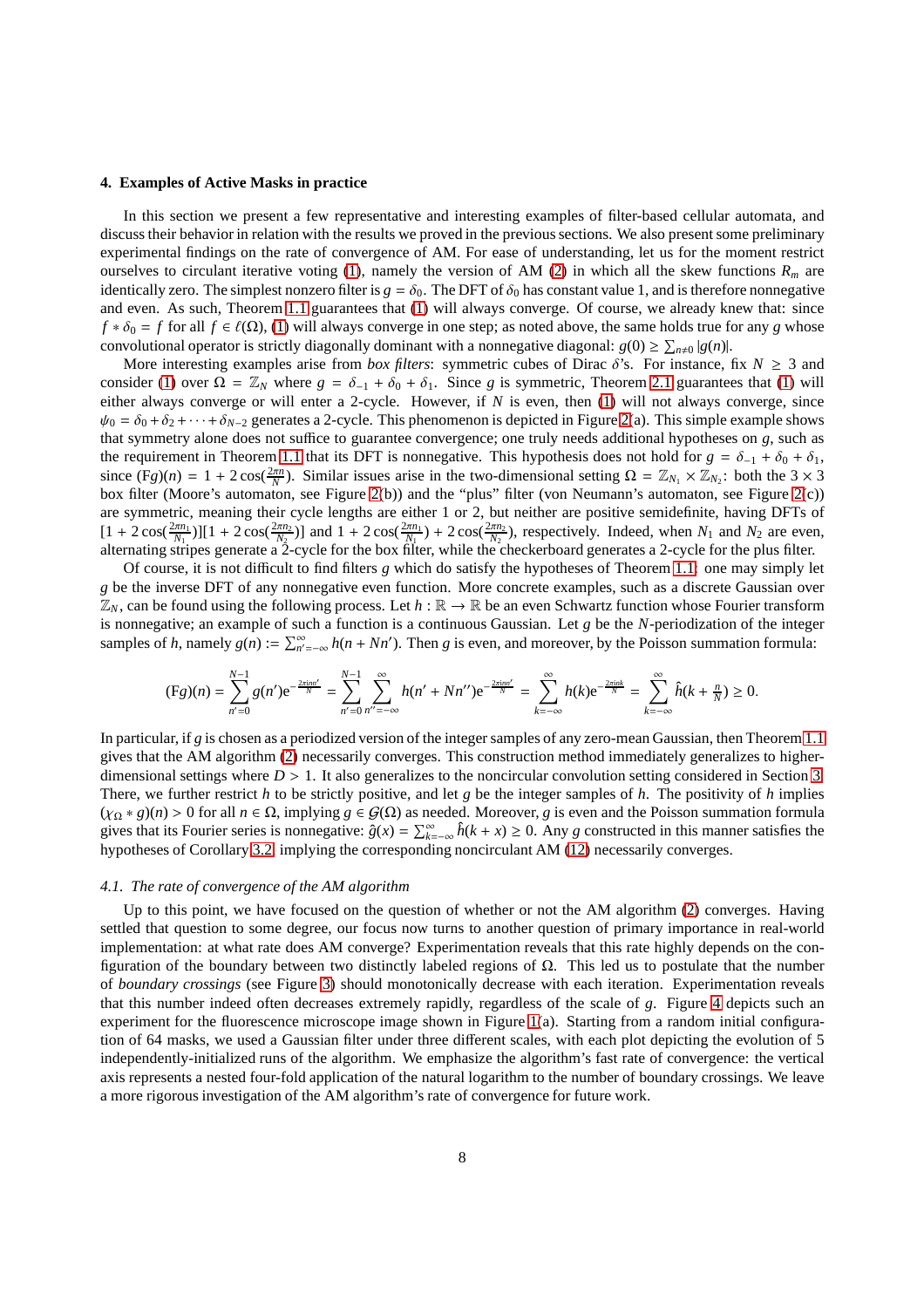## 4. Examples of Active Masks in practice

In this section we present a few representative and interesting examples of filter-based cellular automata, and discuss their behavior in relation with the results we proved in the previous sections. We also present some preliminary experimental findings on the rate of convergence of AM. For ease of understanding, let us for the moment restrict ourselves to circulant iterative voting (1), namely the version of AM (2) in which all the skew functions $R_m$ are identically zero. The simplest nonzero filter is $g = \delta_0$. The DFT of $\delta_0$ has constant value 1, and is therefore nonnegative and even. As such, Theorem 1.1 guarantees that (1) will always converge. Of course, we already knew that: since $f * \delta_0 = f$ for all $f \in \ell(\Omega)$, (1) will always converge in one step; as noted above, the same holds true for any $g$ whose convolutional operator is strictly diagonally dominant with a nonnegative diagonal: $g(0) \geq \sum_{n \neq 0} |g(n)|$.

More interesting examples arise from *box filters*: symmetric cubes of Dirac $\delta$'s. For instance, fix $N \geq 3$ and consider (1) over $\Omega = \mathbb{Z}_N$ where $g = \delta_{-1} + \delta_0 + \delta_1$. Since $g$ is symmetric, Theorem 2.1 guarantees that (1) will either always converge or will enter a 2-cycle. However, if $N$ is even, then (1) will not always converge, since $\psi_0 = \delta_0 + \delta_2 + \cdots + \delta_{N-2}$ generates a 2-cycle. This phenomenon is depicted in Figure 2(a). This simple example shows that symmetry alone does not suffice to guarantee convergence; one truly needs additional hypotheses on $g$, such as the requirement in Theorem 1.1 that its DFT is nonnegative. This hypothesis does not hold for $g = \delta_{-1} + \delta_0 + \delta_1$, since $(\mathrm{F}g)(n) = 1 + 2\cos(\frac{2\pi n}{N})$. Similar issues arise in the two-dimensional setting $\Omega = \mathbb{Z}_{N_1} \times \mathbb{Z}_{N_2}$: both the $3 \times 3$ box filter (Moore's automaton, see Figure 2(b)) and the "plus" filter (von Neumann's automaton, see Figure 2(c)) are symmetric, meaning their cycle lengths are either 1 or 2, but neither are positive semidefinite, having DFTs of $[1 + 2\cos(\frac{2\pi n_1}{N_1})][1 + 2\cos(\frac{2\pi n_2}{N_2})]$ and $1 + 2\cos(\frac{2\pi n_1}{N_1}) + 2\cos(\frac{2\pi n_2}{N_2})$, respectively. Indeed, when $N_1$ and $N_2$ are even, alternating stripes generate a 2-cycle for the box filter, while the checkerboard generates a 2-cycle for the plus filter.

Of course, it is not difficult to find filters $g$ which do satisfy the hypotheses of Theorem 1.1: one may simply let $g$ be the inverse DFT of any nonnegative even function. More concrete examples, such as a discrete Gaussian over $\mathbb{Z}_N$, can be found using the following process. Let $h : \mathbb{R} \to \mathbb{R}$ be an even Schwartz function whose Fourier transform is nonnegative; an example of such a function is a continuous Gaussian. Let $g$ be the $N$-periodization of the integer samples of $h$, namely $g(n) := \sum_{n'=-\infty}^{\infty} h(n + Nn')$. Then $g$ is even, and moreover, by the Poisson summation formula:

$$(\mathrm{F}g)(n) = \sum_{n'=0}^{N-1} g(n')\mathrm{e}^{-\frac{2\pi i n n'}{N}} = \sum_{n'=0}^{N-1} \sum_{n''=-\infty}^{\infty} h(n' + Nn'')\mathrm{e}^{-\frac{2\pi i n n'}{N}} = \sum_{k=-\infty}^{\infty} h(k)\mathrm{e}^{-\frac{2\pi i n k}{N}} = \sum_{k=-\infty}^{\infty} \hat{h}(k + \tfrac{n}{N}) \geq 0.$$

In particular, if $g$ is chosen as a periodized version of the integer samples of any zero-mean Gaussian, then Theorem 1.1 gives that the AM algorithm (2) necessarily converges. This construction method immediately generalizes to higher-dimensional settings where $D > 1$. It also generalizes to the noncircular convolution setting considered in Section 3. There, we further restrict $h$ to be strictly positive, and let $g$ be the integer samples of $h$. The positivity of $h$ implies $(\chi_\Omega * g)(n) > 0$ for all $n \in \Omega$, implying $g \in \mathcal{G}(\Omega)$ as needed. Moreover, $g$ is even and the Poisson summation formula gives that its Fourier series is nonnegative: $\hat{g}(x) = \sum_{k=-\infty}^{\infty} \hat{h}(k + x) \geq 0$. Any $g$ constructed in this manner satisfies the hypotheses of Corollary 3.2, implying the corresponding noncircular AM (12) necessarily converges.

### 4.1. The rate of convergence of the AM algorithm

Up to this point, we have focused on the question of whether or not the AM algorithm (2) converges. Having settled that question to some degree, our focus now turns to another question of primary importance in real-world implementation: at what rate does AM converge? Experimentation reveals that this rate highly depends on the configuration of the boundary between two distinctly labeled regions of $\Omega$. This led us to postulate that the number of *boundary crossings* (see Figure 3) should monotonically decrease with each iteration. Experimentation reveals that this number indeed often decreases extremely rapidly, regardless of the scale of $g$. Figure 4 depicts such an experiment for the fluorescence microscope image shown in Figure 1(a). Starting from a random initial configuration of 64 masks, we used a Gaussian filter under three different scales, with each plot depicting the evolution of 5 independently-initialized runs of the algorithm. We emphasize the algorithm's fast rate of convergence: the vertical axis represents a nested four-fold application of the natural logarithm to the number of boundary crossings. We leave a more rigorous investigation of the AM algorithm's rate of convergence for future work.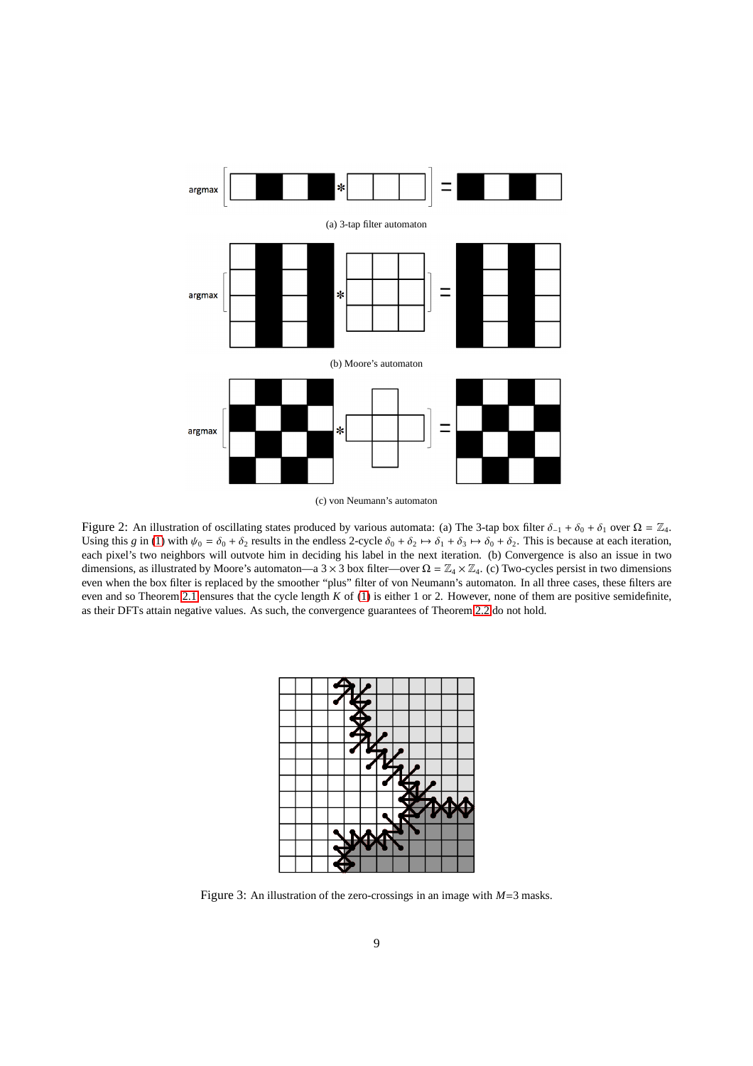(a) 3-tap filter automaton

(b) Moore's automaton

(c) von Neumann's automaton

Figure 2: An illustration of oscillating states produced by various automata: (a) The 3-tap box filter $\delta_{-1} + \delta_0 + \delta_1$ over $\Omega = \mathbb{Z}_4$. Using this $g$ in (1) with $\psi_0 = \delta_0 + \delta_2$ results in the endless 2-cycle $\delta_0 + \delta_2 \mapsto \delta_1 + \delta_3 \mapsto \delta_0 + \delta_2$. This is because at each iteration, each pixel's two neighbors will outvote him in deciding his label in the next iteration. (b) Convergence is also an issue in two dimensions, as illustrated by Moore's automaton—a $3 \times 3$ box filter—over $\Omega = \mathbb{Z}_4 \times \mathbb{Z}_4$. (c) Two-cycles persist in two dimensions even when the box filter is replaced by the smoother "plus" filter of von Neumann's automaton. In all three cases, these filters are even and so Theorem 2.1 ensures that the cycle length $K$ of (1) is either 1 or 2. However, none of them are positive semidefinite, as their DFTs attain negative values. As such, the convergence guarantees of Theorem 2.2 do not hold.

Figure 3: An illustration of the zero-crossings in an image with $M$=3 masks.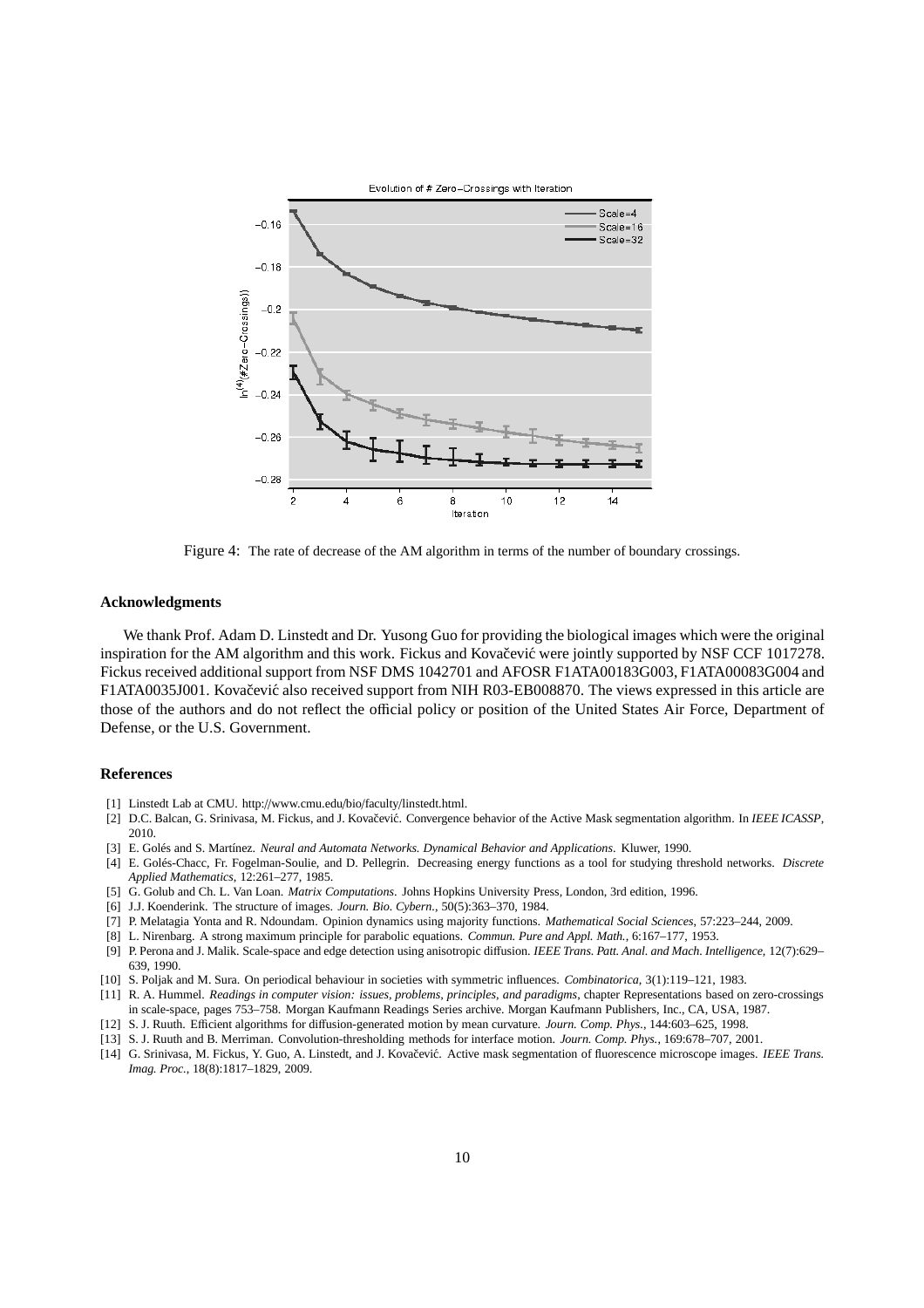Evolution of # Zero−Crossings with Iteration

Scale=4
Scale=16
Scale=32

$\ln^{(4)}$(#Zero−Crossings))

−0.16
−0.18
−0.2
−0.22
−0.24
−0.26
−0.28

2
4
6
8
10
12
14

Iteration

Figure 4: The rate of decrease of the AM algorithm in terms of the number of boundary crossings.

### Acknowledgments

We thank Prof. Adam D. Linstedt and Dr. Yusong Guo for providing the biological images which were the original inspiration for the AM algorithm and this work. Fickus and Kovačević were jointly supported by NSF CCF 1017278. Fickus received additional support from NSF DMS 1042701 and AFOSR F1ATA00183G003, F1ATA00083G004 and F1ATA0035J001. Kovačević also received support from NIH R03-EB008870. The views expressed in this article are those of the authors and do not reflect the official policy or position of the United States Air Force, Department of Defense, or the U.S. Government.

### References

[1] Linstedt Lab at CMU. http://www.cmu.edu/bio/faculty/linstedt.html.

[2] D.C. Balcan, G. Srinivasa, M. Fickus, and J. Kovačević. Convergence behavior of the Active Mask segmentation algorithm. In *IEEE ICASSP*, 2010.

[3] E. Golés and S. Martínez. *Neural and Automata Networks. Dynamical Behavior and Applications*. Kluwer, 1990.

[4] E. Golés-Chacc, Fr. Fogelman-Soulie, and D. Pellegrin. Decreasing energy functions as a tool for studying threshold networks. *Discrete Applied Mathematics*, 12:261–277, 1985.

[5] G. Golub and Ch. L. Van Loan. *Matrix Computations*. Johns Hopkins University Press, London, 3rd edition, 1996.

[6] J.J. Koenderink. The structure of images. *Journ. Bio. Cybern.*, 50(5):363–370, 1984.

[7] P. Melatagia Yonta and R. Ndoundam. Opinion dynamics using majority functions. *Mathematical Social Sciences*, 57:223–244, 2009.

[8] L. Nirenbarg. A strong maximum principle for parabolic equations. *Commun. Pure and Appl. Math.*, 6:167–177, 1953.

[9] P. Perona and J. Malik. Scale-space and edge detection using anisotropic diffusion. *IEEE Trans. Patt. Anal. and Mach. Intelligence*, 12(7):629–639, 1990.

[10] S. Poljak and M. Sura. On periodical behaviour in societies with symmetric influences. *Combinatorica*, 3(1):119–121, 1983.

[11] R. A. Hummel. *Readings in computer vision: issues, problems, principles, and paradigms*, chapter Representations based on zero-crossings in scale-space, pages 753–758. Morgan Kaufmann Readings Series archive. Morgan Kaufmann Publishers, Inc., CA, USA, 1987.

[12] S. J. Ruuth. Efficient algorithms for diffusion-generated motion by mean curvature. *Journ. Comp. Phys.*, 144:603–625, 1998.

[13] S. J. Ruuth and B. Merriman. Convolution-thresholding methods for interface motion. *Journ. Comp. Phys.*, 169:678–707, 2001.

[14] G. Srinivasa, M. Fickus, Y. Guo, A. Linstedt, and J. Kovačević. Active mask segmentation of fluorescence microscope images. *IEEE Trans. Imag. Proc.*, 18(8):1817–1829, 2009.